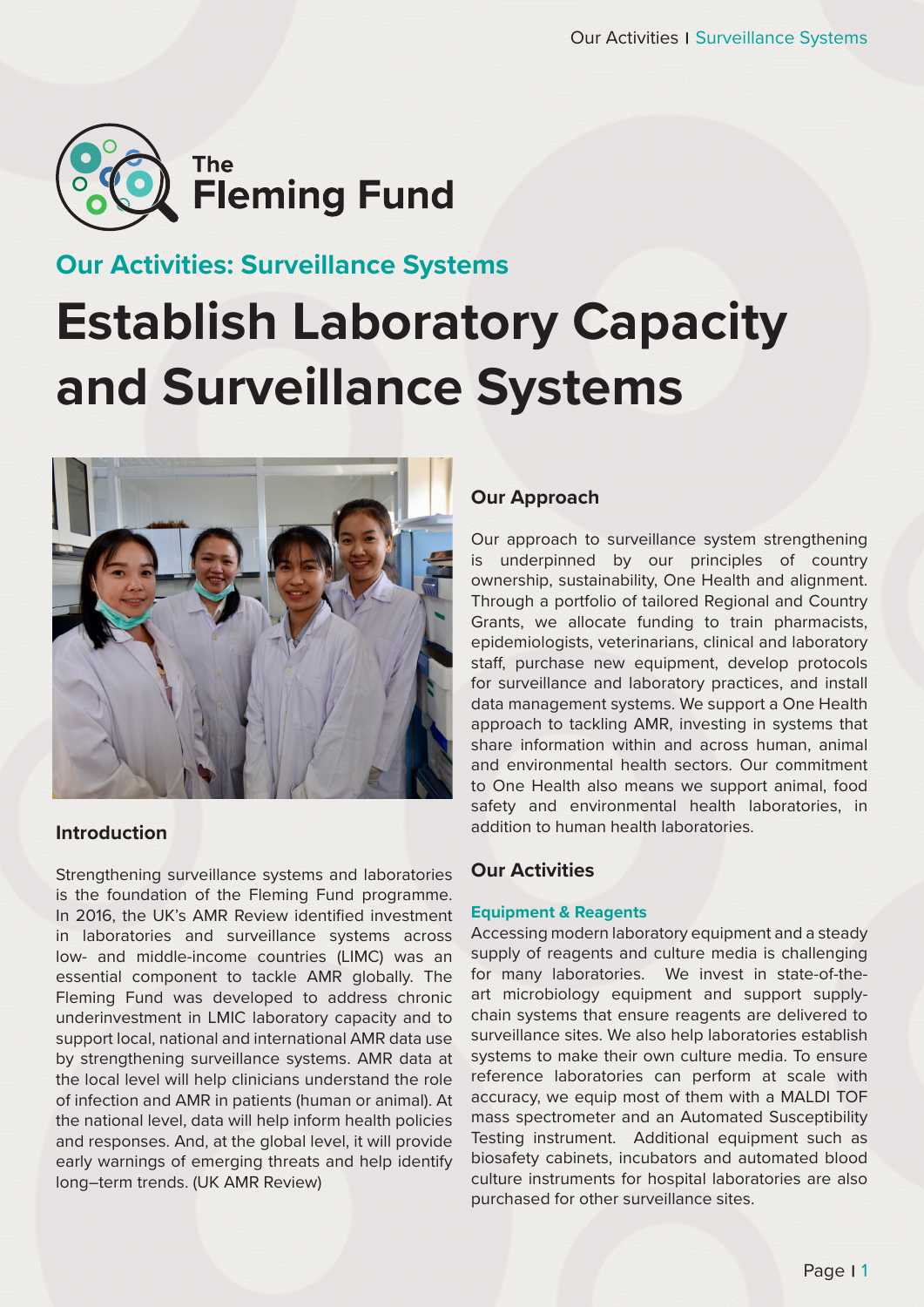# The Fleming Fund

## Our Activities: Surveillance Systems

# Establish Laboratory Capacity and Surveillance Systems

### Introduction

Strengthening surveillance systems and laboratories is the foundation of the Fleming Fund programme. In 2016, the UK's AMR Review identified investment in laboratories and surveillance systems across low- and middle-income countries (LIMC) was an essential component to tackle AMR globally. The Fleming Fund was developed to address chronic underinvestment in LMIC laboratory capacity and to support local, national and international AMR data use by strengthening surveillance systems. AMR data at the local level will help clinicians understand the role of infection and AMR in patients (human or animal). At the national level, data will help inform health policies and responses. And, at the global level, it will provide early warnings of emerging threats and help identify long–term trends. (UK AMR Review)

### Our Approach

Our approach to surveillance system strengthening is underpinned by our principles of country ownership, sustainability, One Health and alignment. Through a portfolio of tailored Regional and Country Grants, we allocate funding to train pharmacists, epidemiologists, veterinarians, clinical and laboratory staff, purchase new equipment, develop protocols for surveillance and laboratory practices, and install data management systems. We support a One Health approach to tackling AMR, investing in systems that share information within and across human, animal and environmental health sectors. Our commitment to One Health also means we support animal, food safety and environmental health laboratories, in addition to human health laboratories.

### Our Activities

#### Equipment & Reagents

Accessing modern laboratory equipment and a steady supply of reagents and culture media is challenging for many laboratories. We invest in state-of-the-art microbiology equipment and support supply-chain systems that ensure reagents are delivered to surveillance sites. We also help laboratories establish systems to make their own culture media. To ensure reference laboratories can perform at scale with accuracy, we equip most of them with a MALDI TOF mass spectrometer and an Automated Susceptibility Testing instrument. Additional equipment such as biosafety cabinets, incubators and automated blood culture instruments for hospital laboratories are also purchased for other surveillance sites.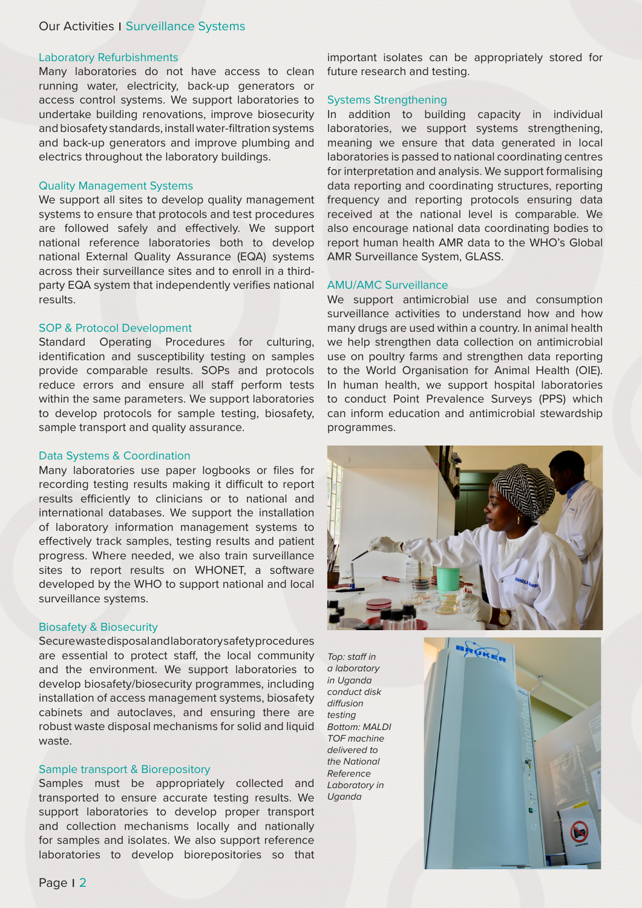## Our Activities | Surveillance Systems

### Laboratory Refurbishments

Many laboratories do not have access to clean running water, electricity, back-up generators or access control systems. We support laboratories to undertake building renovations, improve biosecurity and biosafety standards, install water-filtration systems and back-up generators and improve plumbing and electrics throughout the laboratory buildings.

### Quality Management Systems

We support all sites to develop quality management systems to ensure that protocols and test procedures are followed safely and effectively. We support national reference laboratories both to develop national External Quality Assurance (EQA) systems across their surveillance sites and to enroll in a third-party EQA system that independently verifies national results.

### SOP & Protocol Development

Standard Operating Procedures for culturing, identification and susceptibility testing on samples provide comparable results. SOPs and protocols reduce errors and ensure all staff perform tests within the same parameters. We support laboratories to develop protocols for sample testing, biosafety, sample transport and quality assurance.

### Data Systems & Coordination

Many laboratories use paper logbooks or files for recording testing results making it difficult to report results efficiently to clinicians or to national and international databases. We support the installation of laboratory information management systems to effectively track samples, testing results and patient progress. Where needed, we also train surveillance sites to report results on WHONET, a software developed by the WHO to support national and local surveillance systems.

### Biosafety & Biosecurity

Secure waste disposal and laboratory safety procedures are essential to protect staff, the local community and the environment. We support laboratories to develop biosafety/biosecurity programmes, including installation of access management systems, biosafety cabinets and autoclaves, and ensuring there are robust waste disposal mechanisms for solid and liquid waste.

### Sample transport & Biorepository

Samples must be appropriately collected and transported to ensure accurate testing results. We support laboratories to develop proper transport and collection mechanisms locally and nationally for samples and isolates. We also support reference laboratories to develop biorepositories so that important isolates can be appropriately stored for future research and testing.

### Systems Strengthening

In addition to building capacity in individual laboratories, we support systems strengthening, meaning we ensure that data generated in local laboratories is passed to national coordinating centres for interpretation and analysis. We support formalising data reporting and coordinating structures, reporting frequency and reporting protocols ensuring data received at the national level is comparable. We also encourage national data coordinating bodies to report human health AMR data to the WHO's Global AMR Surveillance System, GLASS.

### AMU/AMC Surveillance

We support antimicrobial use and consumption surveillance activities to understand how and how many drugs are used within a country. In animal health we help strengthen data collection on antimicrobial use on poultry farms and strengthen data reporting to the World Organisation for Animal Health (OIE). In human health, we support hospital laboratories to conduct Point Prevalence Surveys (PPS) which can inform education and antimicrobial stewardship programmes.

*Top: staff in a laboratory in Uganda conduct disk diffusion testing*
*Bottom: MALDI TOF machine delivered to the National Reference Laboratory in Uganda*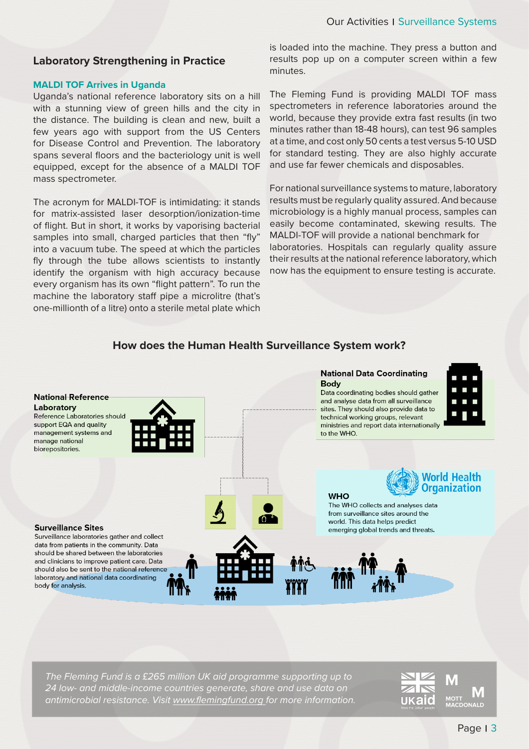## Laboratory Strengthening in Practice

### MALDI TOF Arrives in Uganda

Uganda's national reference laboratory sits on a hill with a stunning view of green hills and the city in the distance. The building is clean and new, built a few years ago with support from the US Centers for Disease Control and Prevention. The laboratory spans several floors and the bacteriology unit is well equipped, except for the absence of a MALDI TOF mass spectrometer.

The acronym for MALDI-TOF is intimidating: it stands for matrix-assisted laser desorption/ionization-time of flight. But in short, it works by vaporising bacterial samples into small, charged particles that then "fly" into a vacuum tube. The speed at which the particles fly through the tube allows scientists to instantly identify the organism with high accuracy because every organism has its own "flight pattern". To run the machine the laboratory staff pipe a microlitre (that's one-millionth of a litre) onto a sterile metal plate which is loaded into the machine. They press a button and results pop up on a computer screen within a few minutes.

The Fleming Fund is providing MALDI TOF mass spectrometers in reference laboratories around the world, because they provide extra fast results (in two minutes rather than 18-48 hours), can test 96 samples at a time, and cost only 50 cents a test versus 5-10 USD for standard testing. They are also highly accurate and use far fewer chemicals and disposables.

For national surveillance systems to mature, laboratory results must be regularly quality assured. And because microbiology is a highly manual process, samples can easily become contaminated, skewing results. The MALDI-TOF will provide a national benchmark for laboratories. Hospitals can regularly quality assure their results at the national reference laboratory, which now has the equipment to ensure testing is accurate.

## How does the Human Health Surveillance System work?

**National Reference Laboratory**
Reference Laboratories should support EQA and quality management systems and manage national biorepositories.

**National Data Coordinating Body**
Data coordinating bodies should gather and analyse data from all surveillance sites. They should also provide data to technical working groups, relevant ministries and report data internationally to the WHO.

**WHO**
World Health Organization
The WHO collects and analyses data from surveillance sites around the world. This data helps predict emerging global trends and threats.

**Surveillance Sites**
Surveillance laboratories gather and collect data from patients in the community. Data should be shared between the laboratories and clinicians to improve patient care. Data should also be sent to the national reference laboratory and national data coordinating body for analysis.

*The Fleming Fund is a £265 million UK aid programme supporting up to 24 low- and middle-income countries generate, share and use data on antimicrobial resistance. Visit [www.flemingfund.org](www.flemingfund.org) for more information.*

UKaid from the British people

MOTT MACDONALD